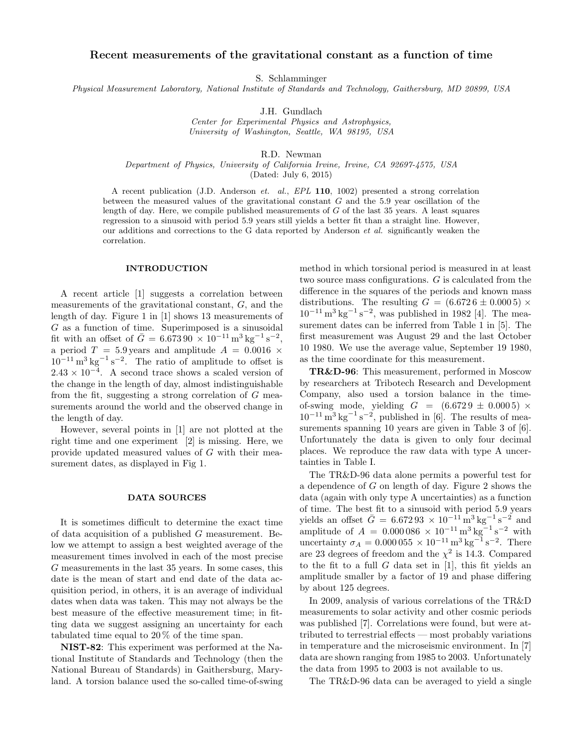# Recent measurements of the gravitational constant as a function of time

S. Schlamminger

*Physical Measurement Laboratory, National Institute of Standards and Technology, Gaithersburg, MD 20899, USA*

J.H. Gundlach

*Center for Experimental Physics and Astrophysics, University of Washington, Seattle, WA 98195, USA*

R.D. Newman

*Department of Physics, University of California Irvine, Irvine, CA 92697-4575, USA*

(Dated: July 6, 2015)

A recent publication (J.D. Anderson *et. al.*, *EPL* **110**, 1002) presented a strong correlation between the measured values of the gravitational constant $G$ and the 5.9 year oscillation of the length of day. Here, we compile published measurements of $G$ of the last 35 years. A least squares regression to a sinusoid with period 5.9 years still yields a better fit than a straight line. However, our additions and corrections to the G data reported by Anderson *et al.* significantly weaken the correlation.

## INTRODUCTION

A recent article [1] suggests a correlation between measurements of the gravitational constant, $G$, and the length of day. Figure 1 in [1] shows 13 measurements of $G$ as a function of time. Superimposed is a sinusoidal fit with an offset of $\bar{G} = 6.673\,90 \times 10^{-11}\,\mathrm{m^3\,kg^{-1}\,s^{-2}}$, a period $T = 5.9$ years and amplitude $A = 0.0016 \times 10^{-11}\,\mathrm{m^3\,kg^{-1}\,s^{-2}}$. The ratio of amplitude to offset is $2.43 \times 10^{-4}$. A second trace shows a scaled version of the change in the length of day, almost indistinguishable from the fit, suggesting a strong correlation of $G$ measurements around the world and the observed change in the length of day.

However, several points in [1] are not plotted at the right time and one experiment [2] is missing. Here, we provide updated measured values of $G$ with their measurement dates, as displayed in Fig 1.

## DATA SOURCES

It is sometimes difficult to determine the exact time of data acquisition of a published $G$ measurement. Below we attempt to assign a best weighted average of the measurement times involved in each of the most precise $G$ measurements in the last 35 years. In some cases, this date is the mean of start and end date of the data acquisition period, in others, it is an average of individual dates when data was taken. This may not always be the best measure of the effective measurement time; in fitting data we suggest assigning an uncertainty for each tabulated time equal to 20 % of the time span.

**NIST-82**: This experiment was performed at the National Institute of Standards and Technology (then the National Bureau of Standards) in Gaithersburg, Maryland. A torsion balance used the so-called time-of-swing method in which torsional period is measured in at least two source mass configurations. $G$ is calculated from the difference in the squares of the periods and known mass distributions. The resulting $G = (6.672\,6 \pm 0.000\,5) \times 10^{-11}\,\mathrm{m^3\,kg^{-1}\,s^{-2}}$, was published in 1982 [4]. The measurement dates can be inferred from Table 1 in [5]. The first measurement was August 29 and the last October 10 1980. We use the average value, September 19 1980, as the time coordinate for this measurement.

**TR&D-96**: This measurement, performed in Moscow by researchers at Tribotech Research and Development Company, also used a torsion balance in the time-of-swing mode, yielding $G = (6.672\,9 \pm 0.000\,5) \times 10^{-11}\,\mathrm{m^3\,kg^{-1}\,s^{-2}}$, published in [6]. The results of measurements spanning 10 years are given in Table 3 of [6]. Unfortunately the data is given to only four decimal places. We reproduce the raw data with type A uncertainties in Table I.

The TR&D-96 data alone permits a powerful test for a dependence of $G$ on length of day. Figure 2 shows the data (again with only type A uncertainties) as a function of time. The best fit to a sinusoid with period 5.9 years yields an offset $\bar{G} = 6.672\,93 \times 10^{-11}\,\mathrm{m^3\,kg^{-1}\,s^{-2}}$ and amplitude of $A = 0.000\,086 \times 10^{-11}\,\mathrm{m^3\,kg^{-1}\,s^{-2}}$ with uncertainty $\sigma_A = 0.000\,055 \times 10^{-11}\,\mathrm{m^3\,kg^{-1}\,s^{-2}}$. There are 23 degrees of freedom and the $\chi^2$ is 14.3. Compared to the fit to a full $G$ data set in [1], this fit yields an amplitude smaller by a factor of 19 and phase differing by about 125 degrees.

In 2009, analysis of various correlations of the TR&D measurements to solar activity and other cosmic periods was published [7]. Correlations were found, but were attributed to terrestrial effects — most probably variations in temperature and the microseismic environment. In [7] data are shown ranging from 1985 to 2003. Unfortunately the data from 1995 to 2003 is not available to us.

The TR&D-96 data can be averaged to yield a single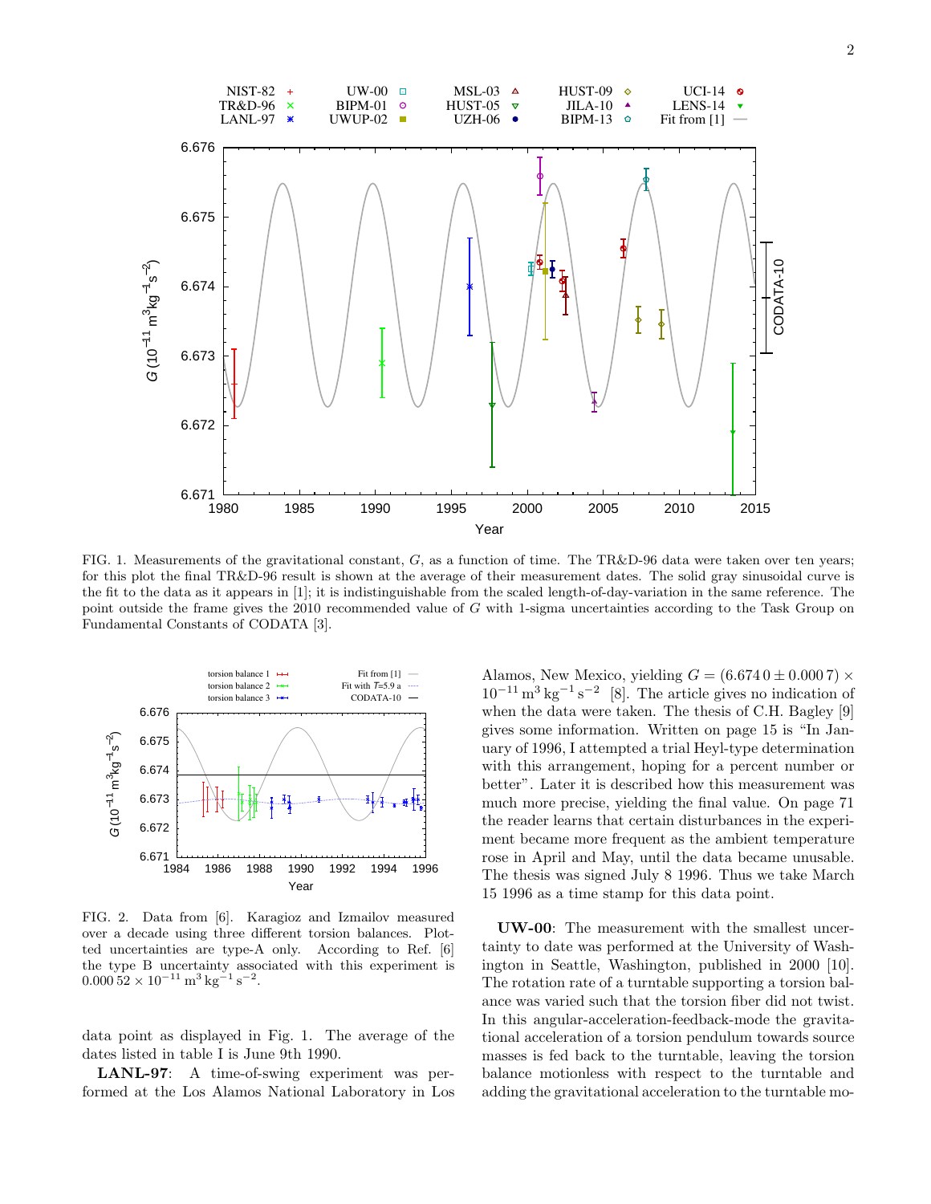FIG. 1. Measurements of the gravitational constant, $G$, as a function of time. The TR&D-96 data were taken over ten years; for this plot the final TR&D-96 result is shown at the average of their measurement dates. The solid gray sinusoidal curve is the fit to the data as it appears in [1]; it is indistinguishable from the scaled length-of-day-variation in the same reference. The point outside the frame gives the 2010 recommended value of $G$ with 1-sigma uncertainties according to the Task Group on Fundamental Constants of CODATA [3].

FIG. 2. Data from [6]. Karagioz and Izmailov measured over a decade using three different torsion balances. Plotted uncertainties are type-A only. According to Ref. [6] the type B uncertainty associated with this experiment is $0.000\,52 \times 10^{-11}\,\mathrm{m}^3\,\mathrm{kg}^{-1}\,\mathrm{s}^{-2}$.

data point as displayed in Fig. 1. The average of the dates listed in table I is June 9th 1990.

**LANL-97**: A time-of-swing experiment was performed at the Los Alamos National Laboratory in Los Alamos, New Mexico, yielding $G = (6.674\,0 \pm 0.000\,7) \times 10^{-11}\,\mathrm{m}^3\,\mathrm{kg}^{-1}\,\mathrm{s}^{-2}$ [8]. The article gives no indication of when the data were taken. The thesis of C.H. Bagley [9] gives some information. Written on page 15 is "In January of 1996, I attempted a trial Heyl-type determination with this arrangement, hoping for a percent number or better". Later it is described how this measurement was much more precise, yielding the final value. On page 71 the reader learns that certain disturbances in the experiment became more frequent as the ambient temperature rose in April and May, until the data became unusable. The thesis was signed July 8 1996. Thus we take March 15 1996 as a time stamp for this data point.

**UW-00**: The measurement with the smallest uncertainty to date was performed at the University of Washington in Seattle, Washington, published in 2000 [10]. The rotation rate of a turntable supporting a torsion balance was varied such that the torsion fiber did not twist. In this angular-acceleration-feedback-mode the gravitational acceleration of a torsion pendulum towards source masses is fed back to the turntable, leaving the torsion balance motionless with respect to the turntable and adding the gravitational acceleration to the turntable mo-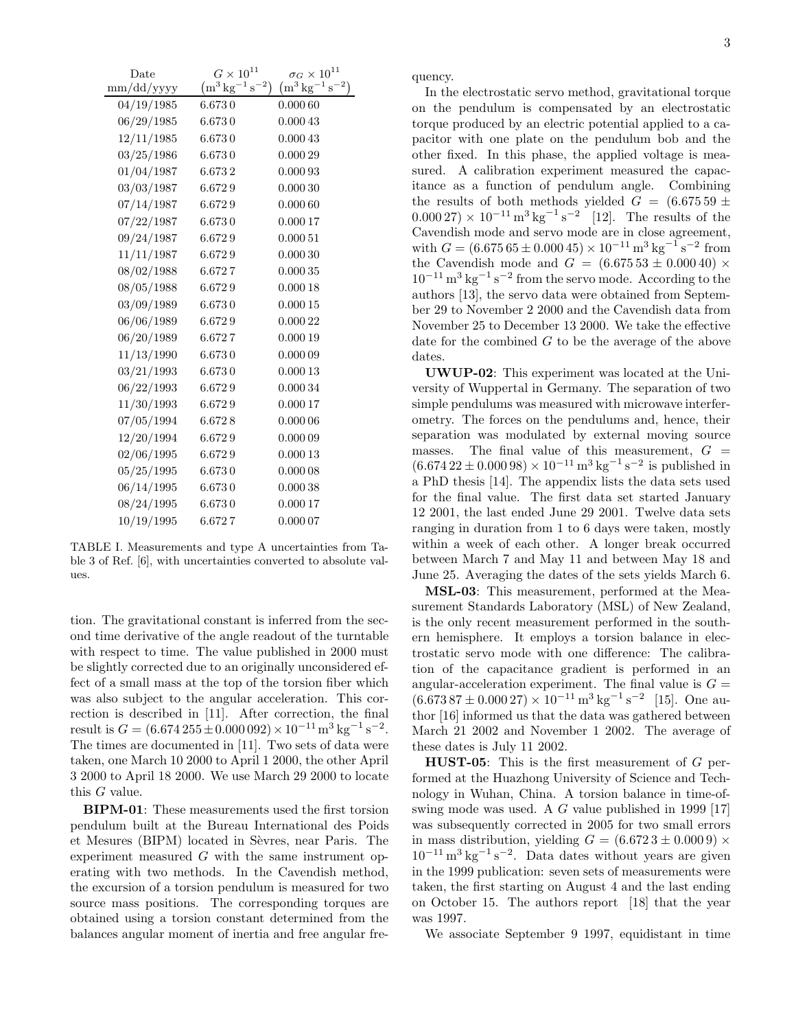| Date mm/dd/yyyy | $G \times 10^{11}$ $\left(\mathrm{m^3\,kg^{-1}\,s^{-2}}\right)$ | $\sigma_G \times 10^{11}$ $\left(\mathrm{m^3\,kg^{-1}\,s^{-2}}\right)$ |
|---|---|---|
| 04/19/1985 | 6.6730 | 0.00060 |
| 06/29/1985 | 6.6730 | 0.00043 |
| 12/11/1985 | 6.6730 | 0.00043 |
| 03/25/1986 | 6.6730 | 0.00029 |
| 01/04/1987 | 6.6732 | 0.00093 |
| 03/03/1987 | 6.6729 | 0.00030 |
| 07/14/1987 | 6.6729 | 0.00060 |
| 07/22/1987 | 6.6730 | 0.00017 |
| 09/24/1987 | 6.6729 | 0.00051 |
| 11/11/1987 | 6.6729 | 0.00030 |
| 08/02/1988 | 6.6727 | 0.00035 |
| 08/05/1988 | 6.6729 | 0.00018 |
| 03/09/1989 | 6.6730 | 0.00015 |
| 06/06/1989 | 6.6729 | 0.00022 |
| 06/20/1989 | 6.6727 | 0.00019 |
| 11/13/1990 | 6.6730 | 0.00009 |
| 03/21/1993 | 6.6730 | 0.00013 |
| 06/22/1993 | 6.6729 | 0.00034 |
| 11/30/1993 | 6.6729 | 0.00017 |
| 07/05/1994 | 6.6728 | 0.00006 |
| 12/20/1994 | 6.6729 | 0.00009 |
| 02/06/1995 | 6.6729 | 0.00013 |
| 05/25/1995 | 6.6730 | 0.00008 |
| 06/14/1995 | 6.6730 | 0.00038 |
| 08/24/1995 | 6.6730 | 0.00017 |
| 10/19/1995 | 6.6727 | 0.00007 |

TABLE I. Measurements and type A uncertainties from Table 3 of Ref. [6], with uncertainties converted to absolute values.

tion. The gravitational constant is inferred from the second time derivative of the angle readout of the turntable with respect to time. The value published in 2000 must be slightly corrected due to an originally unconsidered effect of a small mass at the top of the torsion fiber which was also subject to the angular acceleration. This correction is described in [11]. After correction, the final result is $G = (6.674\,255 \pm 0.000\,092) \times 10^{-11}\,\mathrm{m^3\,kg^{-1}\,s^{-2}}$. The times are documented in [11]. Two sets of data were taken, one March 10 2000 to April 1 2000, the other April 3 2000 to April 18 2000. We use March 29 2000 to locate this $G$ value.

**BIPM-01**: These measurements used the first torsion pendulum built at the Bureau International des Poids et Mesures (BIPM) located in Sèvres, near Paris. The experiment measured $G$ with the same instrument operating with two methods. In the Cavendish method, the excursion of a torsion pendulum is measured for two source mass positions. The corresponding torques are obtained using a torsion constant determined from the balances angular moment of inertia and free angular frequency.

In the electrostatic servo method, gravitational torque on the pendulum is compensated by an electrostatic torque produced by an electric potential applied to a capacitor with one plate on the pendulum bob and the other fixed. In this phase, the applied voltage is measured. A calibration experiment measured the capacitance as a function of pendulum angle. Combining the results of both methods yielded $G = (6.675\,59 \pm 0.000\,27) \times 10^{-11}\,\mathrm{m^3\,kg^{-1}\,s^{-2}}$ [12]. The results of the Cavendish mode and servo mode are in close agreement, with $G = (6.675\,65 \pm 0.000\,45) \times 10^{-11}\,\mathrm{m^3\,kg^{-1}\,s^{-2}}$ from the Cavendish mode and $G = (6.675\,53 \pm 0.000\,40) \times 10^{-11}\,\mathrm{m^3\,kg^{-1}\,s^{-2}}$ from the servo mode. According to the authors [13], the servo data were obtained from September 29 to November 2 2000 and the Cavendish data from November 25 to December 13 2000. We take the effective date for the combined $G$ to be the average of the above dates.

**UWUP-02**: This experiment was located at the University of Wuppertal in Germany. The separation of two simple pendulums was measured with microwave interferometry. The forces on the pendulums and, hence, their separation was modulated by external moving source masses. The final value of this measurement, $G = (6.674\,22 \pm 0.000\,98) \times 10^{-11}\,\mathrm{m^3\,kg^{-1}\,s^{-2}}$ is published in a PhD thesis [14]. The appendix lists the data sets used for the final value. The first data set started January 12 2001, the last ended June 29 2001. Twelve data sets ranging in duration from 1 to 6 days were taken, mostly within a week of each other. A longer break occurred between March 7 and May 11 and between May 18 and June 25. Averaging the dates of the sets yields March 6.

**MSL-03**: This measurement, performed at the Measurement Standards Laboratory (MSL) of New Zealand, is the only recent measurement performed in the southern hemisphere. It employs a torsion balance in electrostatic servo mode with one difference: The calibration of the capacitance gradient is performed in an angular-acceleration experiment. The final value is $G = (6.673\,87 \pm 0.000\,27) \times 10^{-11}\,\mathrm{m^3\,kg^{-1}\,s^{-2}}$ [15]. One author [16] informed us that the data was gathered between March 21 2002 and November 1 2002. The average of these dates is July 11 2002.

**HUST-05**: This is the first measurement of $G$ performed at the Huazhong University of Science and Technology in Wuhan, China. A torsion balance in time-of-swing mode was used. A $G$ value published in 1999 [17] was subsequently corrected in 2005 for two small errors in mass distribution, yielding $G = (6.672\,3 \pm 0.000\,9) \times 10^{-11}\,\mathrm{m^3\,kg^{-1}\,s^{-2}}$. Data dates without years are given in the 1999 publication: seven sets of measurements were taken, the first starting on August 4 and the last ending on October 15. The authors report [18] that the year was 1997.

We associate September 9 1997, equidistant in time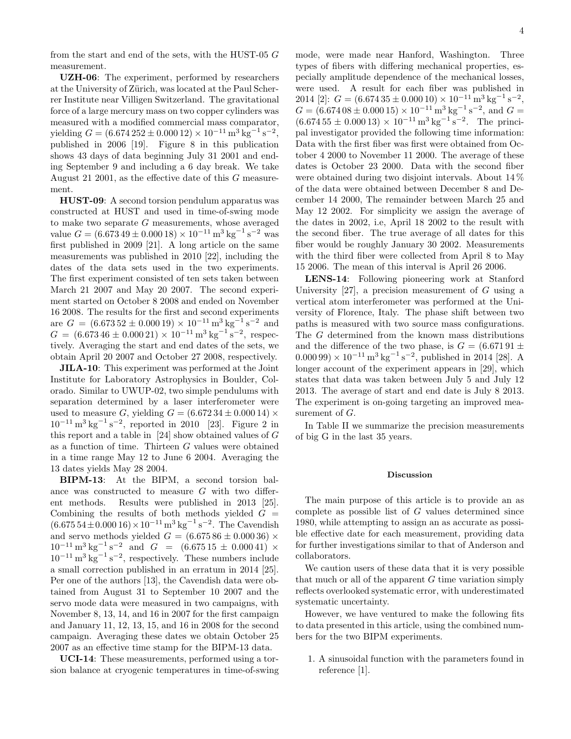from the start and end of the sets, with the HUST-05 $G$ measurement.

**UZH-06**: The experiment, performed by researchers at the University of Zürich, was located at the Paul Scherrer Institute near Villigen Switzerland. The gravitational force of a large mercury mass on two copper cylinders was measured with a modified commercial mass comparator, yielding $G = (6.674\,252 \pm 0.000\,12) \times 10^{-11}\,\mathrm{m^3\,kg^{-1}\,s^{-2}}$, published in 2006 [19]. Figure 8 in this publication shows 43 days of data beginning July 31 2001 and ending September 9 and including a 6 day break. We take August 21 2001, as the effective date of this $G$ measurement.

**HUST-09**: A second torsion pendulum apparatus was constructed at HUST and used in time-of-swing mode to make two separate $G$ measurements, whose averaged value $G = (6.673\,49 \pm 0.000\,18) \times 10^{-11}\,\mathrm{m^3\,kg^{-1}\,s^{-2}}$ was first published in 2009 [21]. A long article on the same measurements was published in 2010 [22], including the dates of the data sets used in the two experiments. The first experiment consisted of ten sets taken between March 21 2007 and May 20 2007. The second experiment started on October 8 2008 and ended on November 16 2008. The results for the first and second experiments are $G = (6.673\,52 \pm 0.000\,19) \times 10^{-11}\,\mathrm{m^3\,kg^{-1}\,s^{-2}}$ and $G = (6.673\,46 \pm 0.000\,21) \times 10^{-11}\,\mathrm{m^3\,kg^{-1}\,s^{-2}}$, respectively. Averaging the start and end dates of the sets, we obtain April 20 2007 and October 27 2008, respectively.

**JILA-10**: This experiment was performed at the Joint Institute for Laboratory Astrophysics in Boulder, Colorado. Similar to UWUP-02, two simple pendulums with separation determined by a laser interferometer were used to measure $G$, yielding $G = (6.672\,34 \pm 0.000\,14) \times 10^{-11}\,\mathrm{m^3\,kg^{-1}\,s^{-2}}$, reported in 2010 [23]. Figure 2 in this report and a table in [24] show obtained values of $G$ as a function of time. Thirteen $G$ values were obtained in a time range May 12 to June 6 2004. Averaging the 13 dates yields May 28 2004.

**BIPM-13**: At the BIPM, a second torsion balance was constructed to measure $G$ with two different methods. Results were published in 2013 [25]. Combining the results of both methods yielded $G = (6.675\,54 \pm 0.000\,16) \times 10^{-11}\,\mathrm{m^3\,kg^{-1}\,s^{-2}}$. The Cavendish and servo methods yielded $G = (6.675\,86 \pm 0.000\,36) \times 10^{-11}\,\mathrm{m^3\,kg^{-1}\,s^{-2}}$ and $G = (6.675\,15 \pm 0.000\,41) \times 10^{-11}\,\mathrm{m^3\,kg^{-1}\,s^{-2}}$, respectively. These numbers include a small correction published in an erratum in 2014 [25]. Per one of the authors [13], the Cavendish data were obtained from August 31 to September 10 2007 and the servo mode data were measured in two campaigns, with November 8, 13, 14, and 16 in 2007 for the first campaign and January 11, 12, 13, 15, and 16 in 2008 for the second campaign. Averaging these dates we obtain October 25 2007 as an effective time stamp for the BIPM-13 data.

**UCI-14**: These measurements, performed using a torsion balance at cryogenic temperatures in time-of-swing mode, were made near Hanford, Washington. Three types of fibers with differing mechanical properties, especially amplitude dependence of the mechanical losses, were used. A result for each fiber was published in 2014 [2]: $G = (6.674\,35 \pm 0.000\,10) \times 10^{-11}\,\mathrm{m^3\,kg^{-1}\,s^{-2}}$, $G = (6.674\,08 \pm 0.000\,15) \times 10^{-11}\,\mathrm{m^3\,kg^{-1}\,s^{-2}}$, and $G = (6.674\,55 \pm 0.000\,13) \times 10^{-11}\,\mathrm{m^3\,kg^{-1}\,s^{-2}}$. The principal investigator provided the following time information: Data with the first fiber was first were obtained from October 4 2000 to November 11 2000. The average of these dates is October 23 2000. Data with the second fiber were obtained during two disjoint intervals. About 14 % of the data were obtained between December 8 and December 14 2000, The remainder between March 25 and May 12 2002. For simplicity we assign the average of the dates in 2002, i.e, April 18 2002 to the result with the second fiber. The true average of all dates for this fiber would be roughly January 30 2002. Measurements with the third fiber were collected from April 8 to May 15 2006. The mean of this interval is April 26 2006.

**LENS-14**: Following pioneering work at Stanford University [27], a precision measurement of $G$ using a vertical atom interferometer was performed at the University of Florence, Italy. The phase shift between two paths is measured with two source mass configurations. The $G$ determined from the known mass distributions and the difference of the two phase, is $G = (6.671\,91 \pm 0.000\,99) \times 10^{-11}\,\mathrm{m^3\,kg^{-1}\,s^{-2}}$, published in 2014 [28]. A longer account of the experiment appears in [29], which states that data was taken between July 5 and July 12 2013. The average of start and end date is July 8 2013. The experiment is on-going targeting an improved measurement of $G$.

In Table II we summarize the precision measurements of big G in the last 35 years.

## Discussion

The main purpose of this article is to provide an as complete as possible list of $G$ values determined since 1980, while attempting to assign an as accurate as possible effective date for each measurement, providing data for further investigations similar to that of Anderson and collaborators.

We caution users of these data that it is very possible that much or all of the apparent $G$ time variation simply reflects overlooked systematic error, with underestimated systematic uncertainty.

However, we have ventured to make the following fits to data presented in this article, using the combined numbers for the two BIPM experiments.

1. A sinusoidal function with the parameters found in reference [1].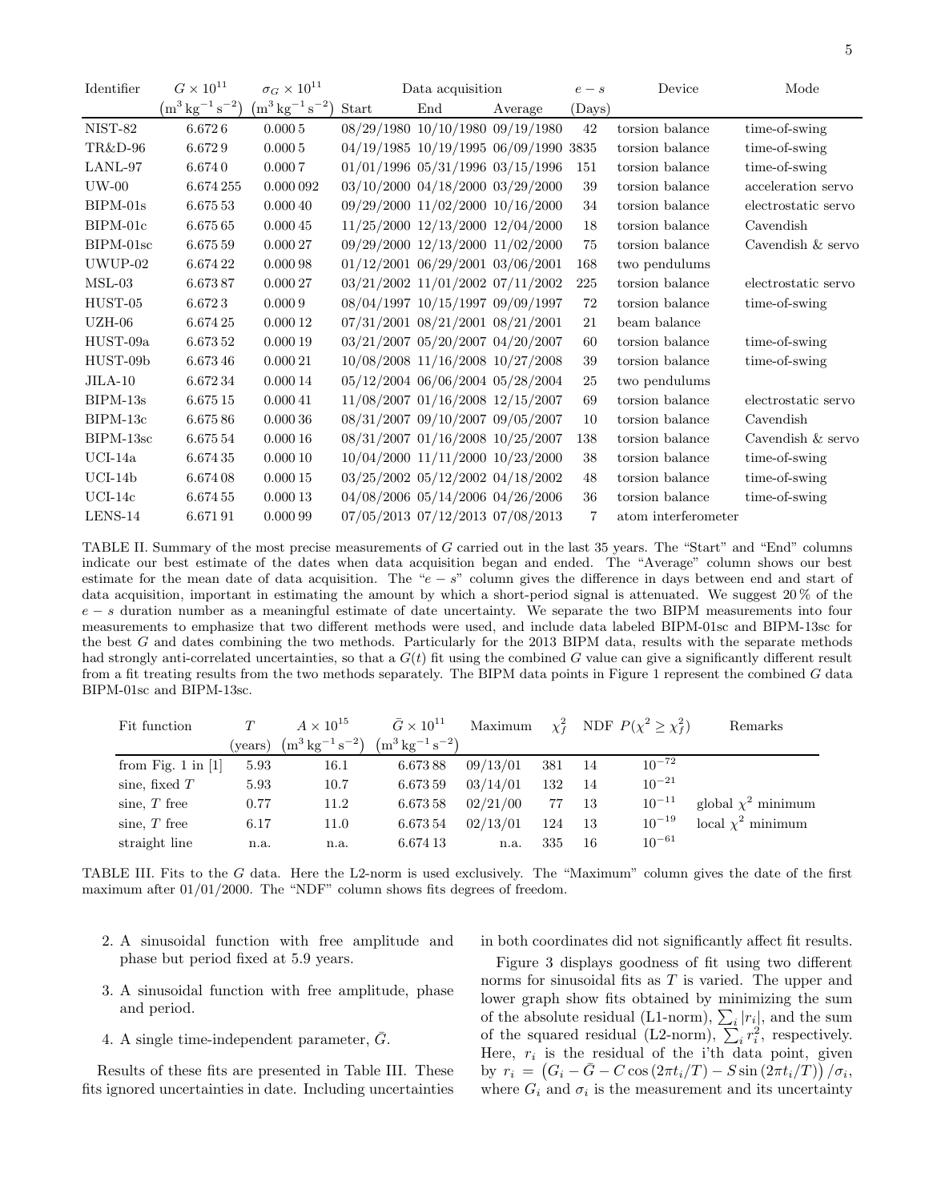| Identifier | $G \times 10^{11}$ | $\sigma_G \times 10^{11}$ | Data acquisition | | | $e-s$ | Device | Mode |
|---|---|---|---|---|---|---|---|---|
| | $\left(\mathrm{m^3\,kg^{-1}\,s^{-2}}\right)$ | $\left(\mathrm{m^3\,kg^{-1}\,s^{-2}}\right)$ | Start | End | Average | (Days) | | |
| NIST-82 | 6.6726 | 0.0005 | 08/29/1980 | 10/10/1980 | 09/19/1980 | 42 | torsion balance | time-of-swing |
| TR&D-96 | 6.6729 | 0.0005 | 04/19/1985 | 10/19/1995 | 06/09/1990 | 3835 | torsion balance | time-of-swing |
| LANL-97 | 6.6740 | 0.0007 | 01/01/1996 | 05/31/1996 | 03/15/1996 | 151 | torsion balance | time-of-swing |
| UW-00 | 6.674255 | 0.000092 | 03/10/2000 | 04/18/2000 | 03/29/2000 | 39 | torsion balance | acceleration servo |
| BIPM-01s | 6.67553 | 0.00040 | 09/29/2000 | 11/02/2000 | 10/16/2000 | 34 | torsion balance | electrostatic servo |
| BIPM-01c | 6.67565 | 0.00045 | 11/25/2000 | 12/13/2000 | 12/04/2000 | 18 | torsion balance | Cavendish |
| BIPM-01sc | 6.67559 | 0.00027 | 09/29/2000 | 12/13/2000 | 11/02/2000 | 75 | torsion balance | Cavendish & servo |
| UWUP-02 | 6.67422 | 0.00098 | 01/12/2001 | 06/29/2001 | 03/06/2001 | 168 | two pendulums | |
| MSL-03 | 6.67387 | 0.00027 | 03/21/2002 | 11/01/2002 | 07/11/2002 | 225 | torsion balance | electrostatic servo |
| HUST-05 | 6.6723 | 0.0009 | 08/04/1997 | 10/15/1997 | 09/09/1997 | 72 | torsion balance | time-of-swing |
| UZH-06 | 6.67425 | 0.00012 | 07/31/2001 | 08/21/2001 | 08/21/2001 | 21 | beam balance | |
| HUST-09a | 6.67352 | 0.00019 | 03/21/2007 | 05/20/2007 | 04/20/2007 | 60 | torsion balance | time-of-swing |
| HUST-09b | 6.67346 | 0.00021 | 10/08/2008 | 11/16/2008 | 10/27/2008 | 39 | torsion balance | time-of-swing |
| JILA-10 | 6.67234 | 0.00014 | 05/12/2004 | 06/06/2004 | 05/28/2004 | 25 | two pendulums | |
| BIPM-13s | 6.67515 | 0.00041 | 11/08/2007 | 01/16/2008 | 12/15/2007 | 69 | torsion balance | electrostatic servo |
| BIPM-13c | 6.67586 | 0.00036 | 08/31/2007 | 09/10/2007 | 09/05/2007 | 10 | torsion balance | Cavendish |
| BIPM-13sc | 6.67554 | 0.00016 | 08/31/2007 | 01/16/2008 | 10/25/2007 | 138 | torsion balance | Cavendish & servo |
| UCI-14a | 6.67435 | 0.00010 | 10/04/2000 | 11/11/2000 | 10/23/2000 | 38 | torsion balance | time-of-swing |
| UCI-14b | 6.67408 | 0.00015 | 03/25/2002 | 05/12/2002 | 04/18/2002 | 48 | torsion balance | time-of-swing |
| UCI-14c | 6.67455 | 0.00013 | 04/08/2006 | 05/14/2006 | 04/26/2006 | 36 | torsion balance | time-of-swing |
| LENS-14 | 6.67191 | 0.00099 | 07/05/2013 | 07/12/2013 | 07/08/2013 | 7 | atom interferometer | |

TABLE II. Summary of the most precise measurements of $G$ carried out in the last 35 years. The "Start" and "End" columns indicate our best estimate of the dates when data acquisition began and ended. The "Average" column shows our best estimate for the mean date of data acquisition. The "$e-s$" column gives the difference in days between end and start of data acquisition, important in estimating the amount by which a short-period signal is attenuated. We suggest 20 % of the $e-s$ duration number as a meaningful estimate of date uncertainty. We separate the two BIPM measurements into four measurements to emphasize that two different methods were used, and include data labeled BIPM-01sc and BIPM-13sc for the best $G$ and dates combining the two methods. Particularly for the 2013 BIPM data, results with the separate methods had strongly anti-correlated uncertainties, so that a $G(t)$ fit using the combined $G$ value can give a significantly different result from a fit treating results from the two methods separately. The BIPM data points in Figure 1 represent the combined $G$ data BIPM-01sc and BIPM-13sc.

| Fit function | $T$ | $A \times 10^{15}$ | $\bar{G} \times 10^{11}$ | Maximum | $\chi_f^2$ | NDF | $P(\chi^2 \geq \chi_f^2)$ | Remarks |
|---|---|---|---|---|---|---|---|---|
| | (years) | $\left(\mathrm{m^3\,kg^{-1}\,s^{-2}}\right)$ | $\left(\mathrm{m^3\,kg^{-1}\,s^{-2}}\right)$ | | | | | |
| from Fig. 1 in [1] | 5.93 | 16.1 | 6.67388 | 09/13/01 | 381 | 14 | $10^{-72}$ | |
| sine, fixed $T$ | 5.93 | 10.7 | 6.67359 | 03/14/01 | 132 | 14 | $10^{-21}$ | |
| sine, $T$ free | 0.77 | 11.2 | 6.67358 | 02/21/00 | 77 | 13 | $10^{-11}$ | global $\chi^2$ minimum |
| sine, $T$ free | 6.17 | 11.0 | 6.67354 | 02/13/01 | 124 | 13 | $10^{-19}$ | local $\chi^2$ minimum |
| straight line | n.a. | n.a. | 6.67413 | n.a. | 335 | 16 | $10^{-61}$ | |

TABLE III. Fits to the $G$ data. Here the L2-norm is used exclusively. The "Maximum" column gives the date of the first maximum after 01/01/2000. The "NDF" column shows fits degrees of freedom.

2. A sinusoidal function with free amplitude and phase but period fixed at 5.9 years.

3. A sinusoidal function with free amplitude, phase and period.

4. A single time-independent parameter, $\bar{G}$.

Results of these fits are presented in Table III. These fits ignored uncertainties in date. Including uncertainties in both coordinates did not significantly affect fit results.

Figure 3 displays goodness of fit using two different norms for sinusoidal fits as $T$ is varied. The upper and lower graph show fits obtained by minimizing the sum of the absolute residual (L1-norm), $\sum_i |r_i|$, and the sum of the squared residual (L2-norm), $\sum_i r_i^2$, respectively. Here, $r_i$ is the residual of the i'th data point, given by $r_i = \left(G_i - \bar{G} - C\cos\left(2\pi t_i/T\right) - S\sin\left(2\pi t_i/T\right)\right)/\sigma_i$, where $G_i$ and $\sigma_i$ is the measurement and its uncertainty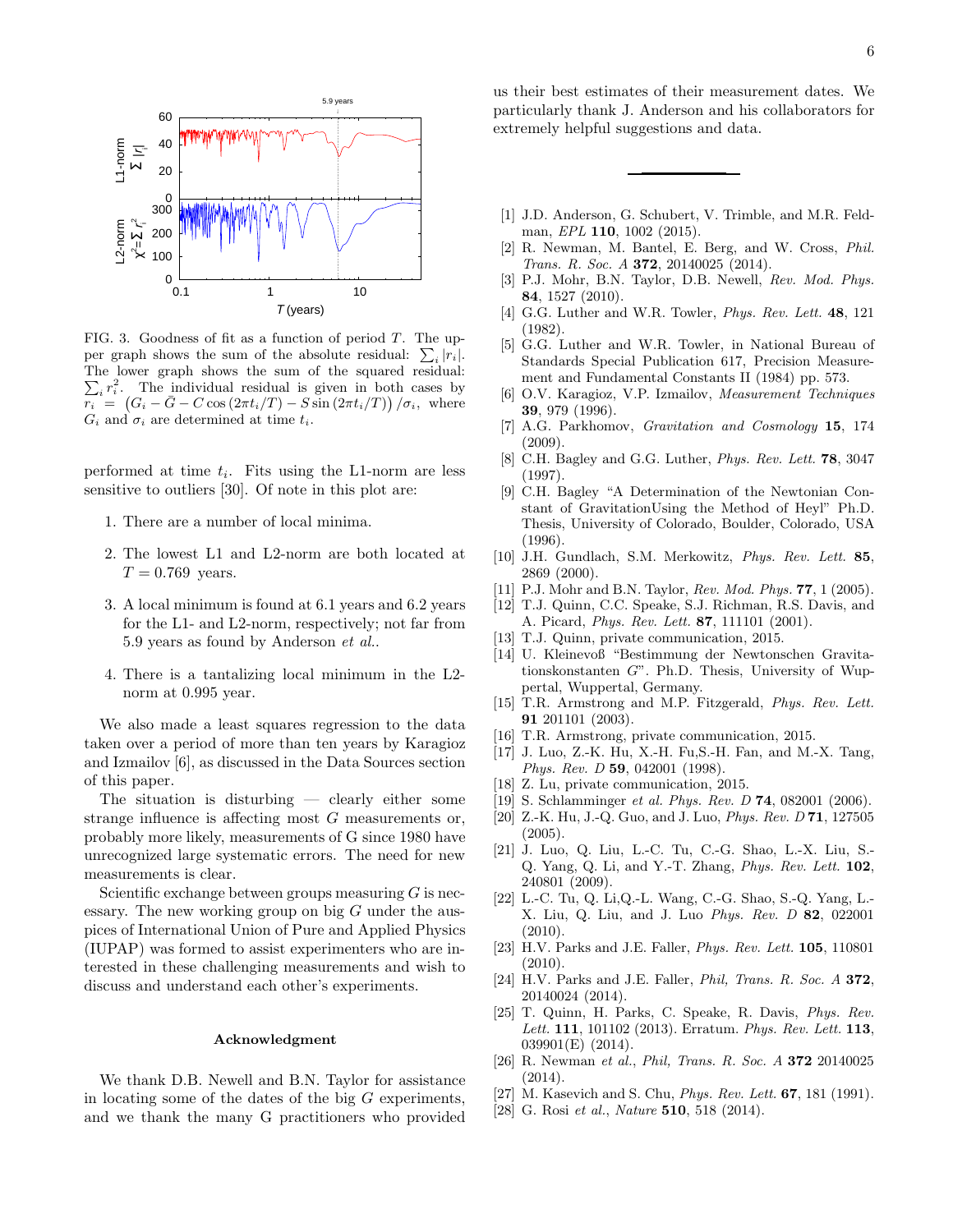FIG. 3. Goodness of fit as a function of period $T$. The upper graph shows the sum of the absolute residual: $\sum_i |r_i|$. The lower graph shows the sum of the squared residual: $\sum_i r_i^2$. The individual residual is given in both cases by $r_i = \left(G_i - \bar{G} - C\cos\left(2\pi t_i/T\right) - S\sin\left(2\pi t_i/T\right)\right)/\sigma_i$, where $G_i$ and $\sigma_i$ are determined at time $t_i$.

performed at time $t_i$. Fits using the L1-norm are less sensitive to outliers [30]. Of note in this plot are:

1. There are a number of local minima.

2. The lowest L1 and L2-norm are both located at $T = 0.769$ years.

3. A local minimum is found at 6.1 years and 6.2 years for the L1- and L2-norm, respectively; not far from 5.9 years as found by Anderson *et al.*.

4. There is a tantalizing local minimum in the L2-norm at 0.995 year.

We also made a least squares regression to the data taken over a period of more than ten years by Karagioz and Izmailov [6], as discussed in the Data Sources section of this paper.

The situation is disturbing — clearly either some strange influence is affecting most $G$ measurements or, probably more likely, measurements of G since 1980 have unrecognized large systematic errors. The need for new measurements is clear.

Scientific exchange between groups measuring $G$ is necessary. The new working group on big $G$ under the auspices of International Union of Pure and Applied Physics (IUPAP) was formed to assist experimenters who are interested in these challenging measurements and wish to discuss and understand each other's experiments.

### Acknowledgment

We thank D.B. Newell and B.N. Taylor for assistance in locating some of the dates of the big $G$ experiments, and we thank the many G practitioners who provided us their best estimates of their measurement dates. We particularly thank J. Anderson and his collaborators for extremely helpful suggestions and data.

---

[1] J.D. Anderson, G. Schubert, V. Trimble, and M.R. Feldman, *EPL* **110**, 1002 (2015).
[2] R. Newman, M. Bantel, E. Berg, and W. Cross, *Phil. Trans. R. Soc. A* **372**, 20140025 (2014).
[3] P.J. Mohr, B.N. Taylor, D.B. Newell, *Rev. Mod. Phys.* **84**, 1527 (2010).
[4] G.G. Luther and W.R. Towler, *Phys. Rev. Lett.* **48**, 121 (1982).
[5] G.G. Luther and W.R. Towler, in National Bureau of Standards Special Publication 617, Precision Measurement and Fundamental Constants II (1984) pp. 573.
[6] O.V. Karagioz, V.P. Izmailov, *Measurement Techniques* **39**, 979 (1996).
[7] A.G. Parkhomov, *Gravitation and Cosmology* **15**, 174 (2009).
[8] C.H. Bagley and G.G. Luther, *Phys. Rev. Lett.* **78**, 3047 (1997).
[9] C.H. Bagley "A Determination of the Newtonian Constant of GravitationUsing the Method of Heyl" Ph.D. Thesis, University of Colorado, Boulder, Colorado, USA (1996).
[10] J.H. Gundlach, S.M. Merkowitz, *Phys. Rev. Lett.* **85**, 2869 (2000).
[11] P.J. Mohr and B.N. Taylor, *Rev. Mod. Phys.* **77**, 1 (2005).
[12] T.J. Quinn, C.C. Speake, S.J. Richman, R.S. Davis, and A. Picard, *Phys. Rev. Lett.* **87**, 111101 (2001).
[13] T.J. Quinn, private communication, 2015.
[14] U. Kleinevoß "Bestimmung der Newtonschen Gravitationskonstanten $G$". Ph.D. Thesis, University of Wuppertal, Wuppertal, Germany.
[15] T.R. Armstrong and M.P. Fitzgerald, *Phys. Rev. Lett.* **91** 201101 (2003).
[16] T.R. Armstrong, private communication, 2015.
[17] J. Luo, Z.-K. Hu, X.-H. Fu,S.-H. Fan, and M.-X. Tang, *Phys. Rev. D* **59**, 042001 (1998).
[18] Z. Lu, private communication, 2015.
[19] S. Schlamminger *et al. Phys. Rev. D* **74**, 082001 (2006).
[20] Z.-K. Hu, J.-Q. Guo, and J. Luo, *Phys. Rev. D* **71**, 127505 (2005).
[21] J. Luo, Q. Liu, L.-C. Tu, C.-G. Shao, L.-X. Liu, S.-Q. Yang, Q. Li, and Y.-T. Zhang, *Phys. Rev. Lett.* **102**, 240801 (2009).
[22] L.-C. Tu, Q. Li,Q.-L. Wang, C.-G. Shao, S.-Q. Yang, L.-X. Liu, Q. Liu, and J. Luo *Phys. Rev. D* **82**, 022001 (2010).
[23] H.V. Parks and J.E. Faller, *Phys. Rev. Lett.* **105**, 110801 (2010).
[24] H.V. Parks and J.E. Faller, *Phil, Trans. R. Soc. A* **372**, 20140024 (2014).
[25] T. Quinn, H. Parks, C. Speake, R. Davis, *Phys. Rev. Lett.* **111**, 101102 (2013). Erratum. *Phys. Rev. Lett.* **113**, 039901(E) (2014).
[26] R. Newman *et al.*, *Phil, Trans. R. Soc. A* **372** 20140025 (2014).
[27] M. Kasevich and S. Chu, *Phys. Rev. Lett.* **67**, 181 (1991).
[28] G. Rosi *et al.*, *Nature* **510**, 518 (2014).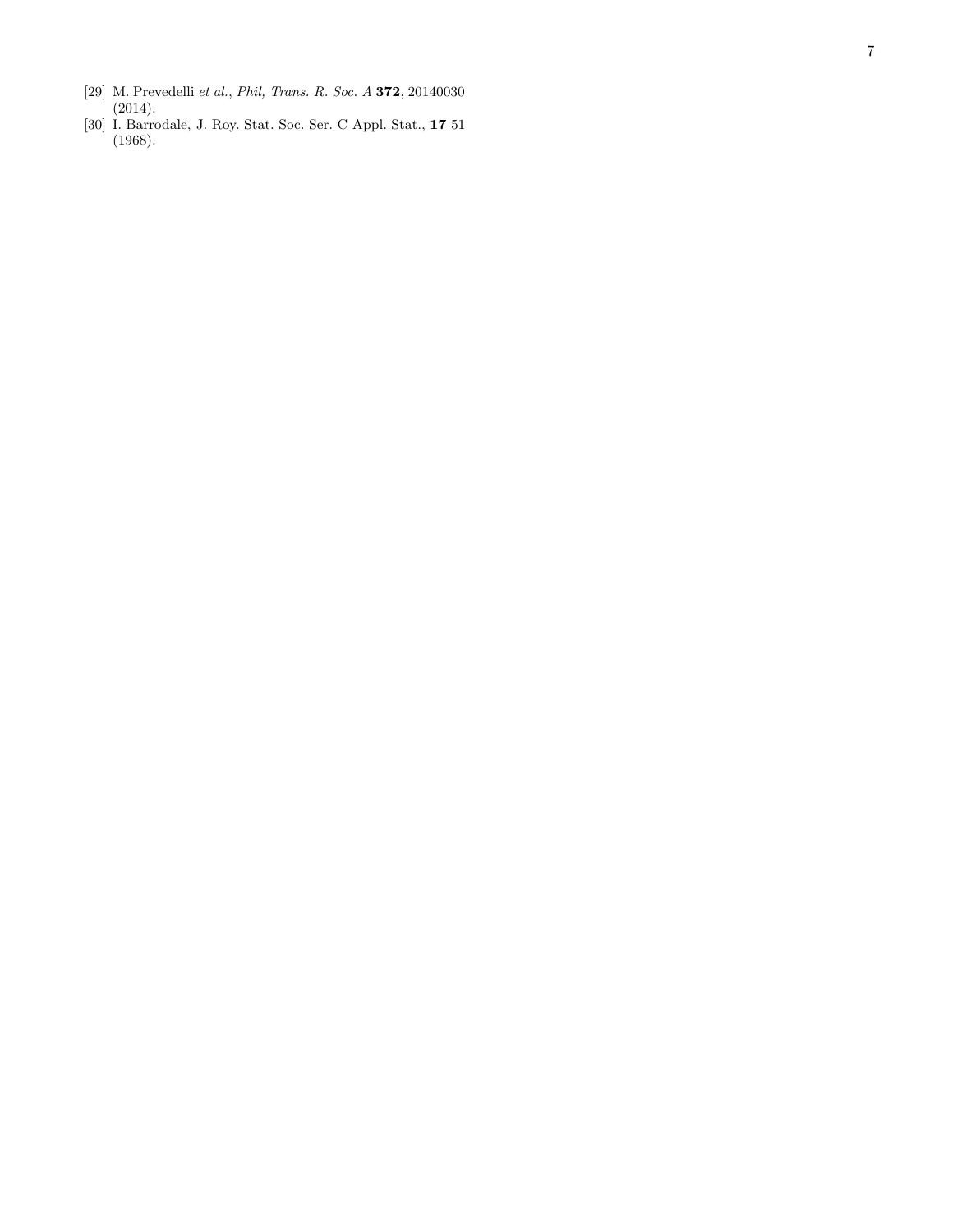[29] M. Prevedelli *et al.*, *Phil, Trans. R. Soc. A* **372**, 20140030 (2014).

[30] I. Barrodale, J. Roy. Stat. Soc. Ser. C Appl. Stat., **17** 51 (1968).